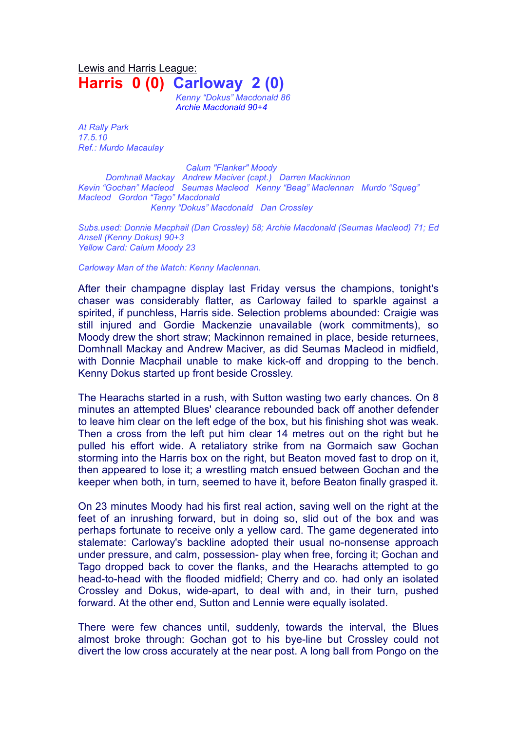Lewis and Harris League:

# Harris 0 (0) Carloway 2 (0)

*Kenny "Dokus" Macdonald 86*
*Archie Macdonald 90+4*

*At Rally Park*
*17.5.10*
*Ref.: Murdo Macaulay*

*Calum "Flanker" Moody*
*Domhnall Mackay Andrew Maciver (capt.) Darren Mackinnon*
*Kevin "Gochan" Macleod Seumas Macleod Kenny "Beag" Maclennan Murdo "Squeg" Macleod Gordon "Tago" Macdonald*
*Kenny "Dokus" Macdonald Dan Crossley*

*Subs.used: Donnie Macphail (Dan Crossley) 58; Archie Macdonald (Seumas Macleod) 71; Ed Ansell (Kenny Dokus) 90+3*
*Yellow Card: Calum Moody 23*

*Carloway Man of the Match: Kenny Maclennan.*

After their champagne display last Friday versus the champions, tonight's chaser was considerably flatter, as Carloway failed to sparkle against a spirited, if punchless, Harris side. Selection problems abounded: Craigie was still injured and Gordie Mackenzie unavailable (work commitments), so Moody drew the short straw; Mackinnon remained in place, beside returnees, Domhnall Mackay and Andrew Maciver, as did Seumas Macleod in midfield, with Donnie Macphail unable to make kick-off and dropping to the bench. Kenny Dokus started up front beside Crossley.

The Hearachs started in a rush, with Sutton wasting two early chances. On 8 minutes an attempted Blues' clearance rebounded back off another defender to leave him clear on the left edge of the box, but his finishing shot was weak. Then a cross from the left put him clear 14 metres out on the right but he pulled his effort wide. A retaliatory strike from na Gormaich saw Gochan storming into the Harris box on the right, but Beaton moved fast to drop on it, then appeared to lose it; a wrestling match ensued between Gochan and the keeper when both, in turn, seemed to have it, before Beaton finally grasped it.

On 23 minutes Moody had his first real action, saving well on the right at the feet of an inrushing forward, but in doing so, slid out of the box and was perhaps fortunate to receive only a yellow card. The game degenerated into stalemate: Carloway's backline adopted their usual no-nonsense approach under pressure, and calm, possession- play when free, forcing it; Gochan and Tago dropped back to cover the flanks, and the Hearachs attempted to go head-to-head with the flooded midfield; Cherry and co. had only an isolated Crossley and Dokus, wide-apart, to deal with and, in their turn, pushed forward. At the other end, Sutton and Lennie were equally isolated.

There were few chances until, suddenly, towards the interval, the Blues almost broke through: Gochan got to his bye-line but Crossley could not divert the low cross accurately at the near post. A long ball from Pongo on the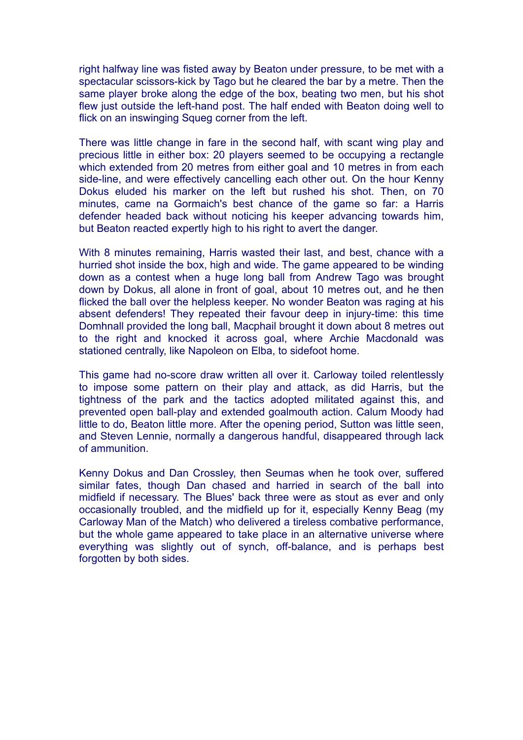right halfway line was fisted away by Beaton under pressure, to be met with a spectacular scissors-kick by Tago but he cleared the bar by a metre. Then the same player broke along the edge of the box, beating two men, but his shot flew just outside the left-hand post. The half ended with Beaton doing well to flick on an inswinging Squeg corner from the left.

There was little change in fare in the second half, with scant wing play and precious little in either box: 20 players seemed to be occupying a rectangle which extended from 20 metres from either goal and 10 metres in from each side-line, and were effectively cancelling each other out. On the hour Kenny Dokus eluded his marker on the left but rushed his shot. Then, on 70 minutes, came na Gormaich's best chance of the game so far: a Harris defender headed back without noticing his keeper advancing towards him, but Beaton reacted expertly high to his right to avert the danger.

With 8 minutes remaining, Harris wasted their last, and best, chance with a hurried shot inside the box, high and wide. The game appeared to be winding down as a contest when a huge long ball from Andrew Tago was brought down by Dokus, all alone in front of goal, about 10 metres out, and he then flicked the ball over the helpless keeper. No wonder Beaton was raging at his absent defenders! They repeated their favour deep in injury-time: this time Domhnall provided the long ball, Macphail brought it down about 8 metres out to the right and knocked it across goal, where Archie Macdonald was stationed centrally, like Napoleon on Elba, to sidefoot home.

This game had no-score draw written all over it. Carloway toiled relentlessly to impose some pattern on their play and attack, as did Harris, but the tightness of the park and the tactics adopted militated against this, and prevented open ball-play and extended goalmouth action. Calum Moody had little to do, Beaton little more. After the opening period, Sutton was little seen, and Steven Lennie, normally a dangerous handful, disappeared through lack of ammunition.

Kenny Dokus and Dan Crossley, then Seumas when he took over, suffered similar fates, though Dan chased and harried in search of the ball into midfield if necessary. The Blues' back three were as stout as ever and only occasionally troubled, and the midfield up for it, especially Kenny Beag (my Carloway Man of the Match) who delivered a tireless combative performance, but the whole game appeared to take place in an alternative universe where everything was slightly out of synch, off-balance, and is perhaps best forgotten by both sides.